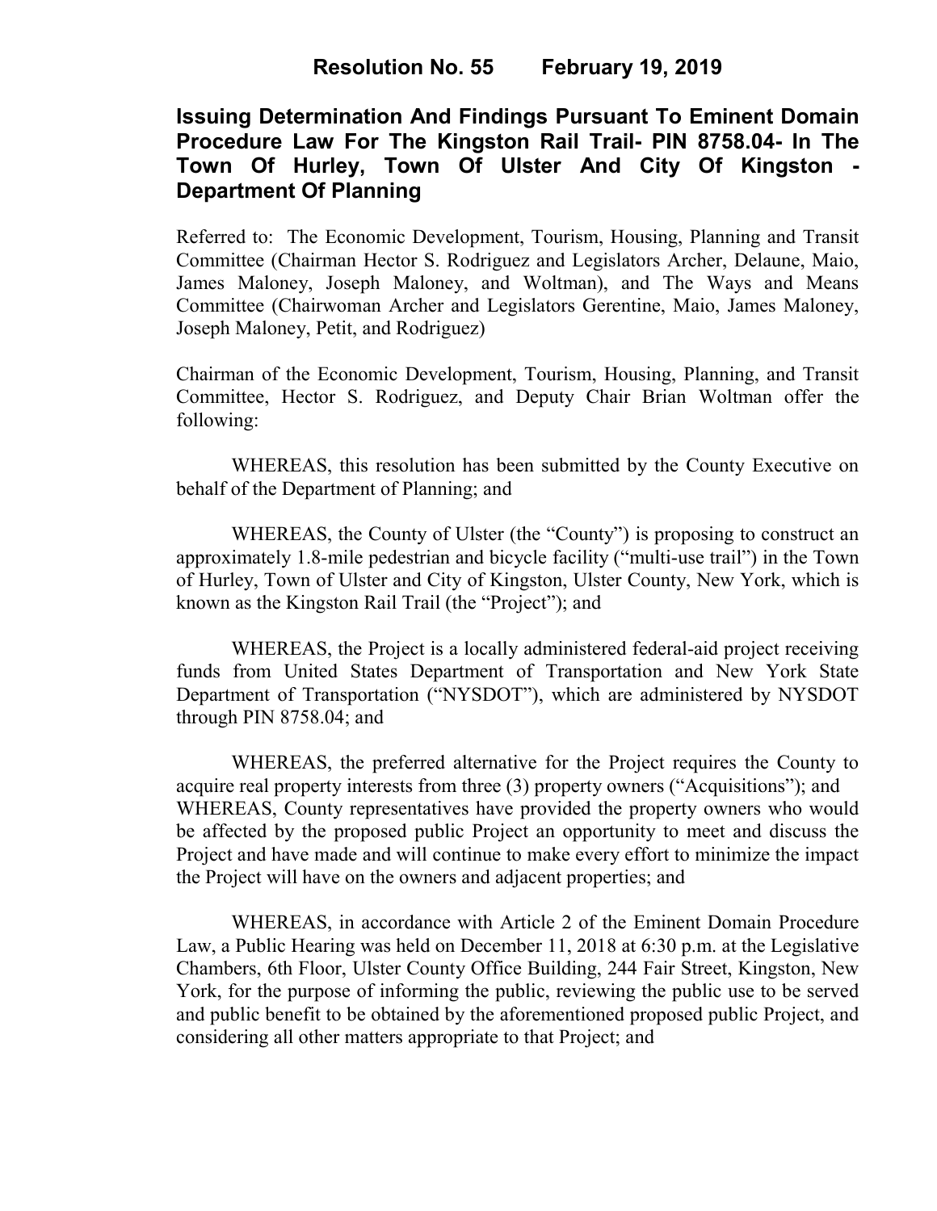# Resolution No. 55 February 19, 2019

## Issuing Determination And Findings Pursuant To Eminent Domain Procedure Law For The Kingston Rail Trail- PIN 8758.04- In The Town Of Hurley, Town Of Ulster And City Of Kingston - Department Of Planning

Referred to: The Economic Development, Tourism, Housing, Planning and Transit Committee (Chairman Hector S. Rodriguez and Legislators Archer, Delaune, Maio, James Maloney, Joseph Maloney, and Woltman), and The Ways and Means Committee (Chairwoman Archer and Legislators Gerentine, Maio, James Maloney, Joseph Maloney, Petit, and Rodriguez)

Chairman of the Economic Development, Tourism, Housing, Planning, and Transit Committee, Hector S. Rodriguez, and Deputy Chair Brian Woltman offer the following:

WHEREAS, this resolution has been submitted by the County Executive on behalf of the Department of Planning; and

WHEREAS, the County of Ulster (the "County") is proposing to construct an approximately 1.8-mile pedestrian and bicycle facility ("multi-use trail") in the Town of Hurley, Town of Ulster and City of Kingston, Ulster County, New York, which is known as the Kingston Rail Trail (the "Project"); and

WHEREAS, the Project is a locally administered federal-aid project receiving funds from United States Department of Transportation and New York State Department of Transportation ("NYSDOT"), which are administered by NYSDOT through PIN 8758.04; and

WHEREAS, the preferred alternative for the Project requires the County to acquire real property interests from three (3) property owners ("Acquisitions"); and

WHEREAS, County representatives have provided the property owners who would be affected by the proposed public Project an opportunity to meet and discuss the Project and have made and will continue to make every effort to minimize the impact the Project will have on the owners and adjacent properties; and

WHEREAS, in accordance with Article 2 of the Eminent Domain Procedure Law, a Public Hearing was held on December 11, 2018 at 6:30 p.m. at the Legislative Chambers, 6th Floor, Ulster County Office Building, 244 Fair Street, Kingston, New York, for the purpose of informing the public, reviewing the public use to be served and public benefit to be obtained by the aforementioned proposed public Project, and considering all other matters appropriate to that Project; and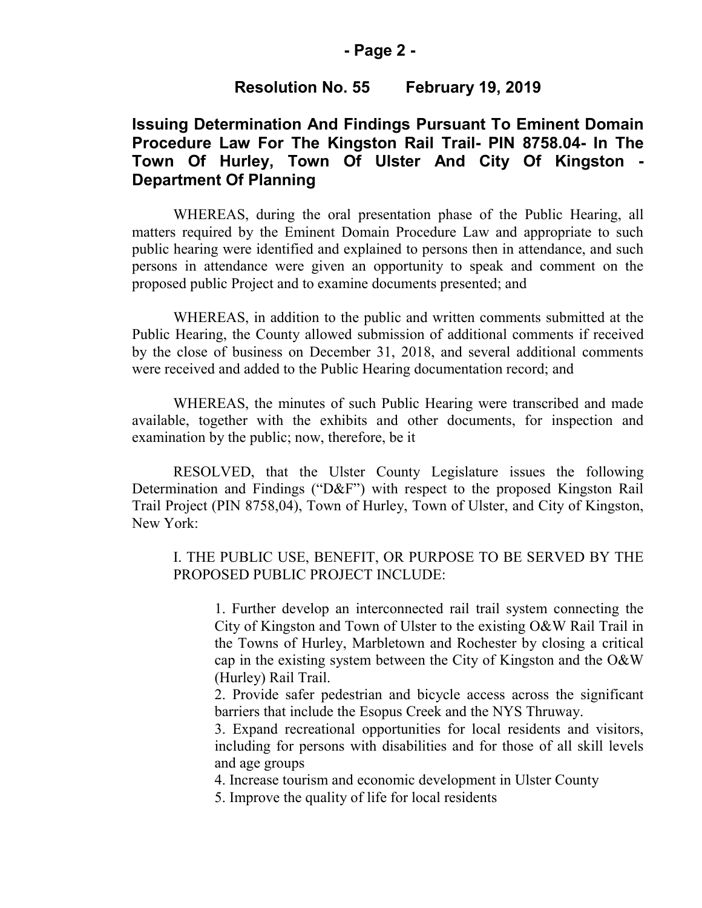## Resolution No. 55 February 19, 2019

## Issuing Determination And Findings Pursuant To Eminent Domain Procedure Law For The Kingston Rail Trail- PIN 8758.04- In The Town Of Hurley, Town Of Ulster And City Of Kingston - Department Of Planning

WHEREAS, during the oral presentation phase of the Public Hearing, all matters required by the Eminent Domain Procedure Law and appropriate to such public hearing were identified and explained to persons then in attendance, and such persons in attendance were given an opportunity to speak and comment on the proposed public Project and to examine documents presented; and

WHEREAS, in addition to the public and written comments submitted at the Public Hearing, the County allowed submission of additional comments if received by the close of business on December 31, 2018, and several additional comments were received and added to the Public Hearing documentation record; and

WHEREAS, the minutes of such Public Hearing were transcribed and made available, together with the exhibits and other documents, for inspection and examination by the public; now, therefore, be it

RESOLVED, that the Ulster County Legislature issues the following Determination and Findings ("D&F") with respect to the proposed Kingston Rail Trail Project (PIN 8758,04), Town of Hurley, Town of Ulster, and City of Kingston, New York:

I. THE PUBLIC USE, BENEFIT, OR PURPOSE TO BE SERVED BY THE PROPOSED PUBLIC PROJECT INCLUDE:

1. Further develop an interconnected rail trail system connecting the City of Kingston and Town of Ulster to the existing O&W Rail Trail in the Towns of Hurley, Marbletown and Rochester by closing a critical cap in the existing system between the City of Kingston and the O&W (Hurley) Rail Trail.
2. Provide safer pedestrian and bicycle access across the significant barriers that include the Esopus Creek and the NYS Thruway.
3. Expand recreational opportunities for local residents and visitors, including for persons with disabilities and for those of all skill levels and age groups
4. Increase tourism and economic development in Ulster County
5. Improve the quality of life for local residents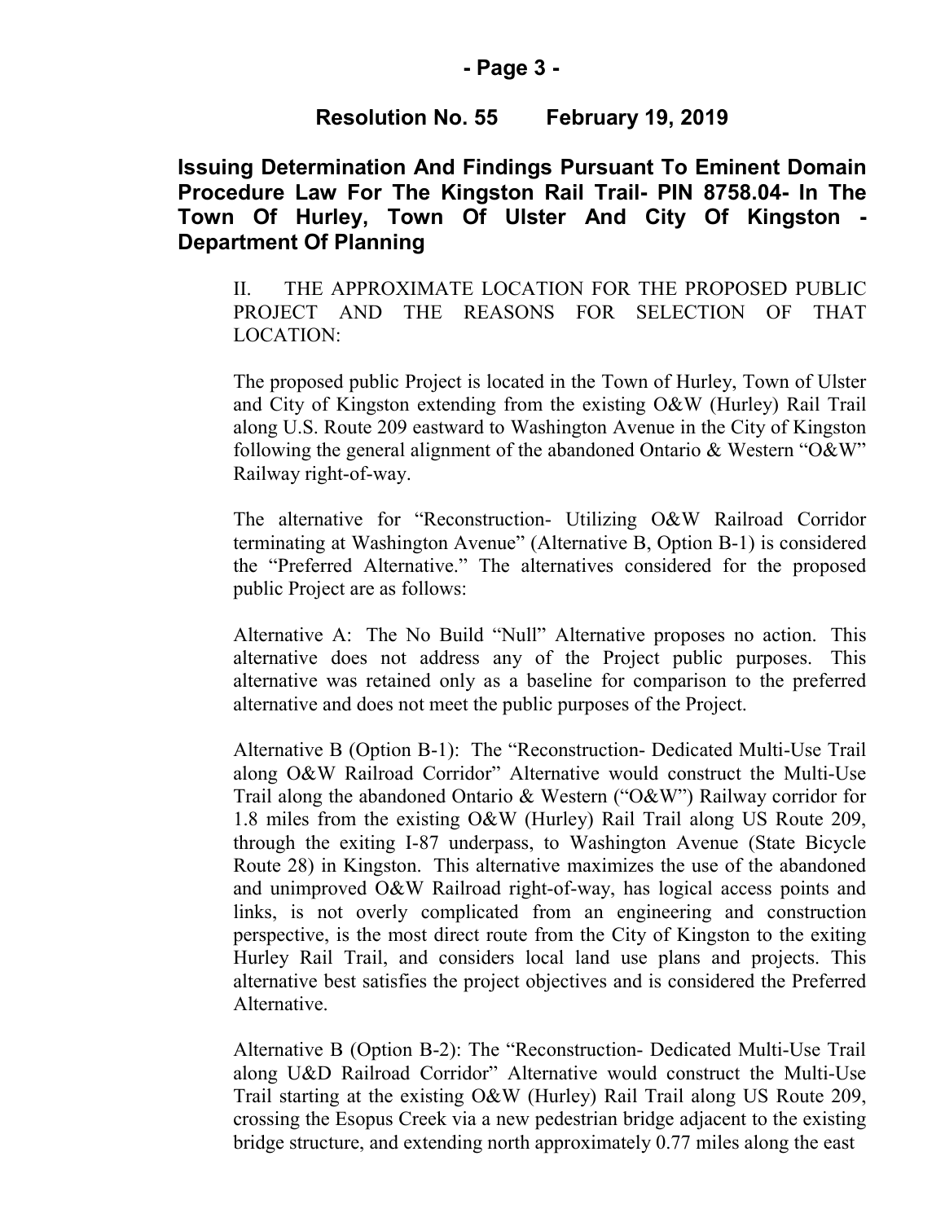## Resolution No. 55 February 19, 2019

**Issuing Determination And Findings Pursuant To Eminent Domain Procedure Law For The Kingston Rail Trail- PIN 8758.04- In The Town Of Hurley, Town Of Ulster And City Of Kingston - Department Of Planning**

II. THE APPROXIMATE LOCATION FOR THE PROPOSED PUBLIC PROJECT AND THE REASONS FOR SELECTION OF THAT LOCATION:

The proposed public Project is located in the Town of Hurley, Town of Ulster and City of Kingston extending from the existing O&W (Hurley) Rail Trail along U.S. Route 209 eastward to Washington Avenue in the City of Kingston following the general alignment of the abandoned Ontario & Western "O&W" Railway right-of-way.

The alternative for "Reconstruction- Utilizing O&W Railroad Corridor terminating at Washington Avenue" (Alternative B, Option B-1) is considered the "Preferred Alternative." The alternatives considered for the proposed public Project are as follows:

Alternative A: The No Build "Null" Alternative proposes no action. This alternative does not address any of the Project public purposes. This alternative was retained only as a baseline for comparison to the preferred alternative and does not meet the public purposes of the Project.

Alternative B (Option B-1): The "Reconstruction- Dedicated Multi-Use Trail along O&W Railroad Corridor" Alternative would construct the Multi-Use Trail along the abandoned Ontario & Western ("O&W") Railway corridor for 1.8 miles from the existing O&W (Hurley) Rail Trail along US Route 209, through the exiting I-87 underpass, to Washington Avenue (State Bicycle Route 28) in Kingston. This alternative maximizes the use of the abandoned and unimproved O&W Railroad right-of-way, has logical access points and links, is not overly complicated from an engineering and construction perspective, is the most direct route from the City of Kingston to the exiting Hurley Rail Trail, and considers local land use plans and projects. This alternative best satisfies the project objectives and is considered the Preferred Alternative.

Alternative B (Option B-2): The "Reconstruction- Dedicated Multi-Use Trail along U&D Railroad Corridor" Alternative would construct the Multi-Use Trail starting at the existing O&W (Hurley) Rail Trail along US Route 209, crossing the Esopus Creek via a new pedestrian bridge adjacent to the existing bridge structure, and extending north approximately 0.77 miles along the east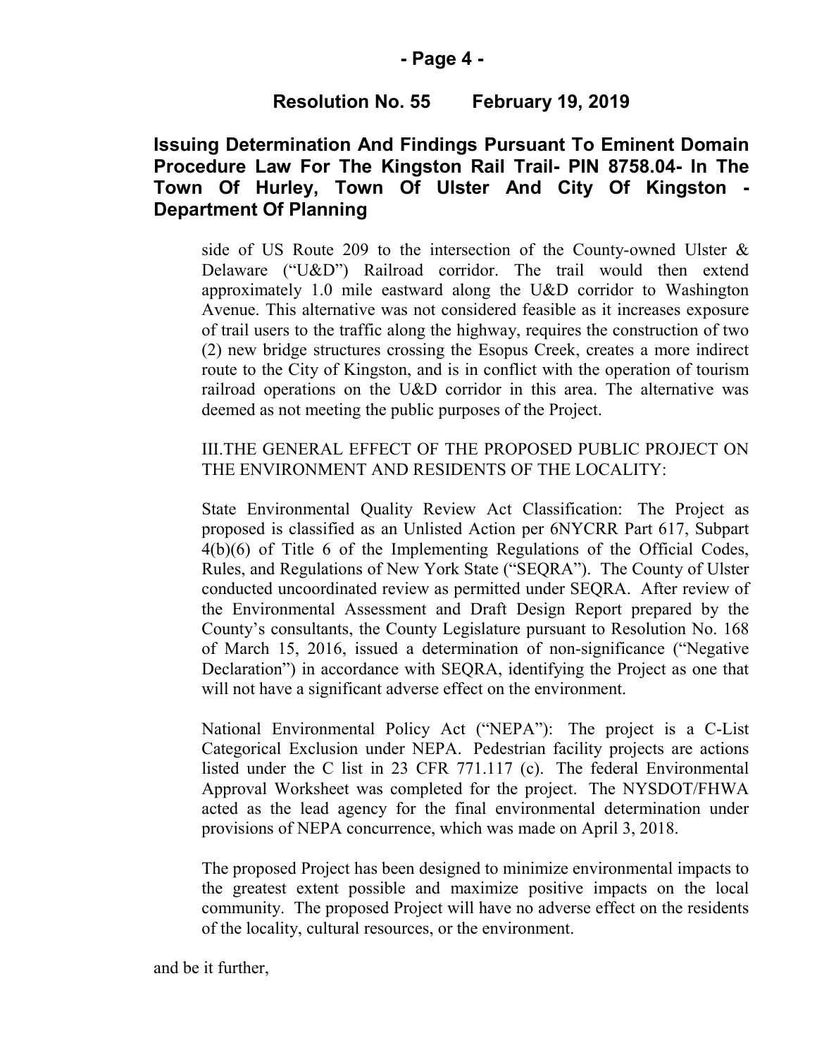**Resolution No. 55 February 19, 2019**

**Issuing Determination And Findings Pursuant To Eminent Domain Procedure Law For The Kingston Rail Trail- PIN 8758.04- In The Town Of Hurley, Town Of Ulster And City Of Kingston - Department Of Planning**

side of US Route 209 to the intersection of the County-owned Ulster & Delaware ("U&D") Railroad corridor. The trail would then extend approximately 1.0 mile eastward along the U&D corridor to Washington Avenue. This alternative was not considered feasible as it increases exposure of trail users to the traffic along the highway, requires the construction of two (2) new bridge structures crossing the Esopus Creek, creates a more indirect route to the City of Kingston, and is in conflict with the operation of tourism railroad operations on the U&D corridor in this area. The alternative was deemed as not meeting the public purposes of the Project.

III.THE GENERAL EFFECT OF THE PROPOSED PUBLIC PROJECT ON THE ENVIRONMENT AND RESIDENTS OF THE LOCALITY:

State Environmental Quality Review Act Classification: The Project as proposed is classified as an Unlisted Action per 6NYCRR Part 617, Subpart 4(b)(6) of Title 6 of the Implementing Regulations of the Official Codes, Rules, and Regulations of New York State ("SEQRA"). The County of Ulster conducted uncoordinated review as permitted under SEQRA. After review of the Environmental Assessment and Draft Design Report prepared by the County's consultants, the County Legislature pursuant to Resolution No. 168 of March 15, 2016, issued a determination of non-significance ("Negative Declaration") in accordance with SEQRA, identifying the Project as one that will not have a significant adverse effect on the environment.

National Environmental Policy Act ("NEPA"): The project is a C-List Categorical Exclusion under NEPA. Pedestrian facility projects are actions listed under the C list in 23 CFR 771.117 (c). The federal Environmental Approval Worksheet was completed for the project. The NYSDOT/FHWA acted as the lead agency for the final environmental determination under provisions of NEPA concurrence, which was made on April 3, 2018.

The proposed Project has been designed to minimize environmental impacts to the greatest extent possible and maximize positive impacts on the local community. The proposed Project will have no adverse effect on the residents of the locality, cultural resources, or the environment.

and be it further,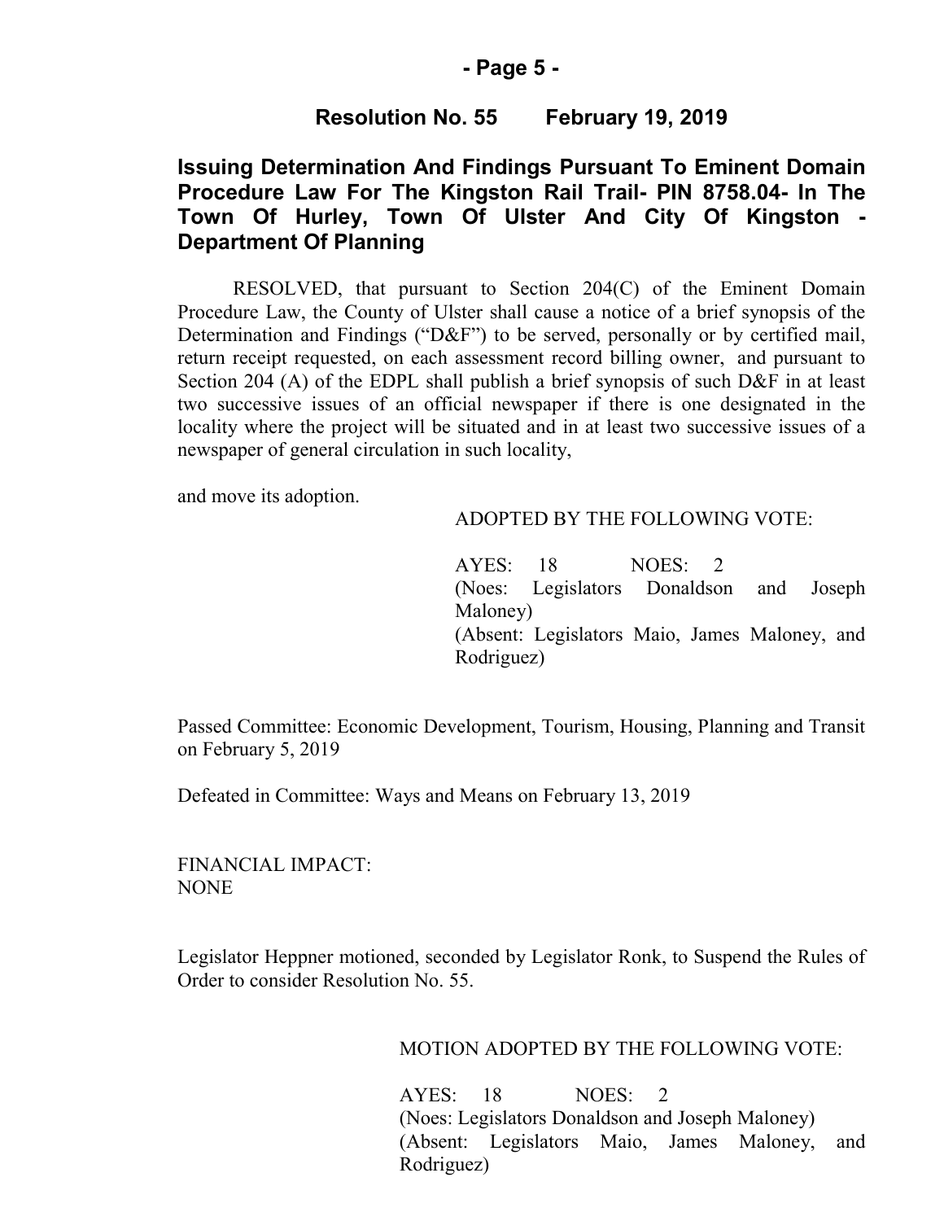## Resolution No. 55 February 19, 2019

### Issuing Determination And Findings Pursuant To Eminent Domain Procedure Law For The Kingston Rail Trail- PIN 8758.04- In The Town Of Hurley, Town Of Ulster And City Of Kingston - Department Of Planning

RESOLVED, that pursuant to Section 204(C) of the Eminent Domain Procedure Law, the County of Ulster shall cause a notice of a brief synopsis of the Determination and Findings ("D&F") to be served, personally or by certified mail, return receipt requested, on each assessment record billing owner, and pursuant to Section 204 (A) of the EDPL shall publish a brief synopsis of such D&F in at least two successive issues of an official newspaper if there is one designated in the locality where the project will be situated and in at least two successive issues of a newspaper of general circulation in such locality,

and move its adoption.

ADOPTED BY THE FOLLOWING VOTE:

AYES: 18 NOES: 2
(Noes: Legislators Donaldson and Joseph Maloney)
(Absent: Legislators Maio, James Maloney, and Rodriguez)

Passed Committee: Economic Development, Tourism, Housing, Planning and Transit on February 5, 2019

Defeated in Committee: Ways and Means on February 13, 2019

FINANCIAL IMPACT:
NONE

Legislator Heppner motioned, seconded by Legislator Ronk, to Suspend the Rules of Order to consider Resolution No. 55.

MOTION ADOPTED BY THE FOLLOWING VOTE:

AYES: 18 NOES: 2
(Noes: Legislators Donaldson and Joseph Maloney)
(Absent: Legislators Maio, James Maloney, and Rodriguez)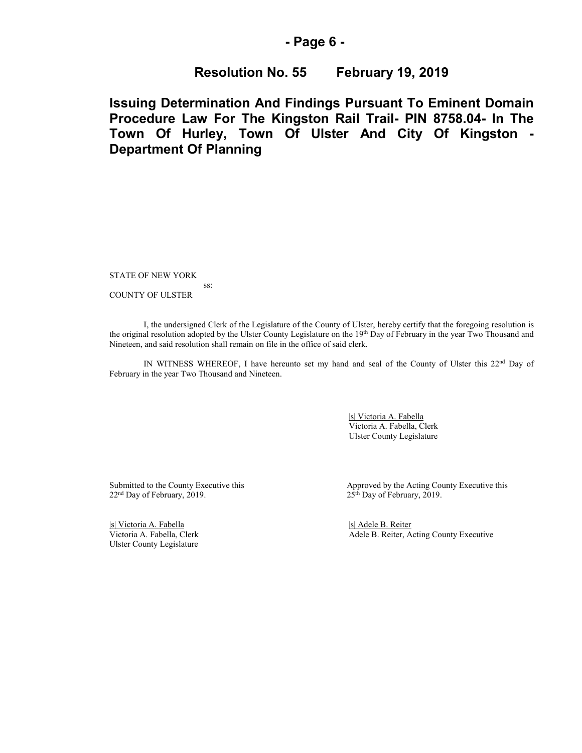## Resolution No. 55 February 19, 2019

## Issuing Determination And Findings Pursuant To Eminent Domain Procedure Law For The Kingston Rail Trail- PIN 8758.04- In The Town Of Hurley, Town Of Ulster And City Of Kingston - Department Of Planning

STATE OF NEW YORK
ss:
COUNTY OF ULSTER

I, the undersigned Clerk of the Legislature of the County of Ulster, hereby certify that the foregoing resolution is the original resolution adopted by the Ulster County Legislature on the 19th Day of February in the year Two Thousand and Nineteen, and said resolution shall remain on file in the office of said clerk.

IN WITNESS WHEREOF, I have hereunto set my hand and seal of the County of Ulster this 22nd Day of February in the year Two Thousand and Nineteen.

|s| Victoria A. Fabella
Victoria A. Fabella, Clerk
Ulster County Legislature

Submitted to the County Executive this
22nd Day of February, 2019.

|s| Victoria A. Fabella
Victoria A. Fabella, Clerk
Ulster County Legislature

Approved by the Acting County Executive this
25th Day of February, 2019.

|s| Adele B. Reiter
Adele B. Reiter, Acting County Executive